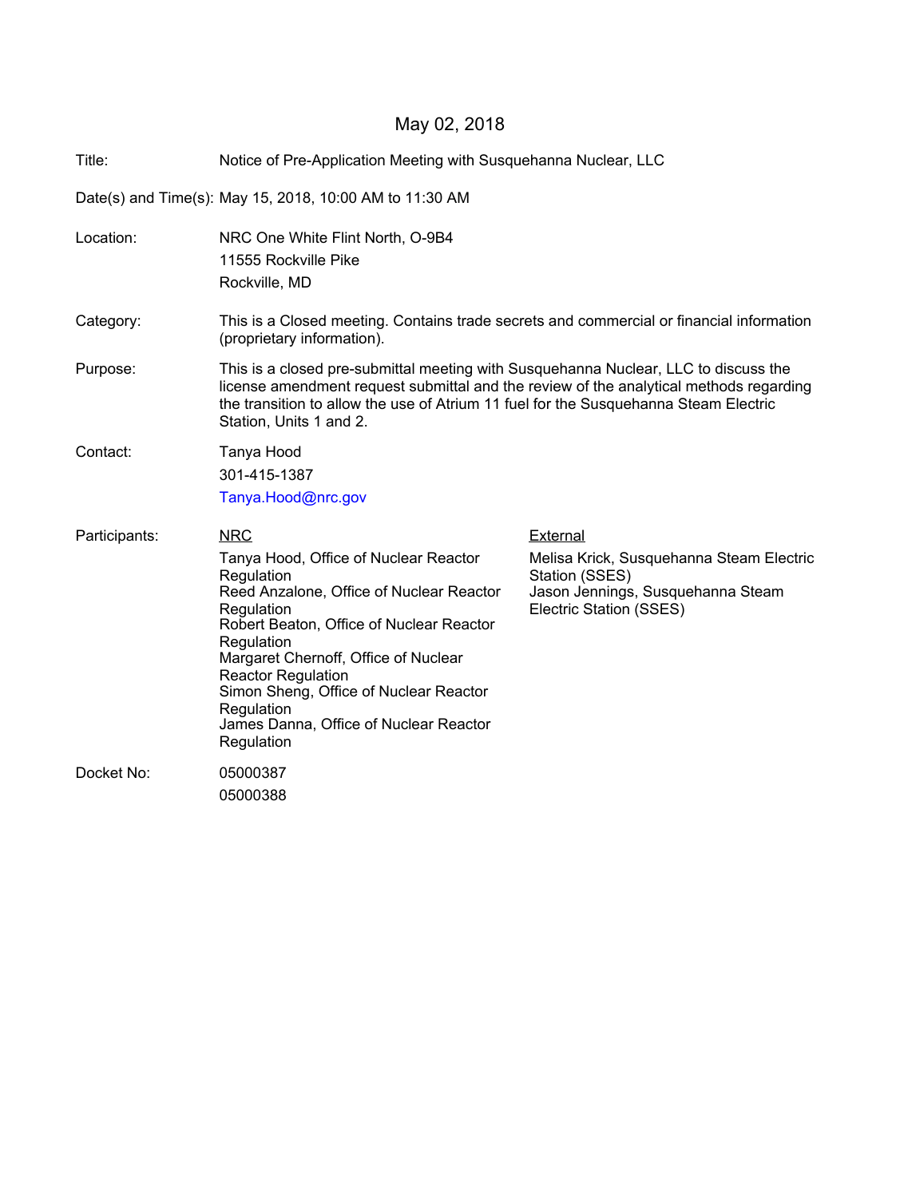May 02, 2018

| | |
|---|---|
| Title: | Notice of Pre-Application Meeting with Susquehanna Nuclear, LLC |
| Date(s) and Time(s): | May 15, 2018, 10:00 AM to 11:30 AM |
| Location: | NRC One White Flint North, O-9B4<br>11555 Rockville Pike<br>Rockville, MD |
| Category: | This is a Closed meeting. Contains trade secrets and commercial or financial information (proprietary information). |
| Purpose: | This is a closed pre-submittal meeting with Susquehanna Nuclear, LLC to discuss the license amendment request submittal and the review of the analytical methods regarding the transition to allow the use of Atrium 11 fuel for the Susquehanna Steam Electric Station, Units 1 and 2. |
| Contact: | Tanya Hood<br>301-415-1387<br>Tanya.Hood@nrc.gov |

Participants:

| NRC | External |
|---|---|
| Tanya Hood, Office of Nuclear Reactor Regulation | Melisa Krick, Susquehanna Steam Electric Station (SSES) |
| Reed Anzalone, Office of Nuclear Reactor Regulation | Jason Jennings, Susquehanna Steam Electric Station (SSES) |
| Robert Beaton, Office of Nuclear Reactor Regulation | |
| Margaret Chernoff, Office of Nuclear Reactor Regulation | |
| Simon Sheng, Office of Nuclear Reactor Regulation | |
| James Danna, Office of Nuclear Reactor Regulation | |

Docket No: 05000387
05000388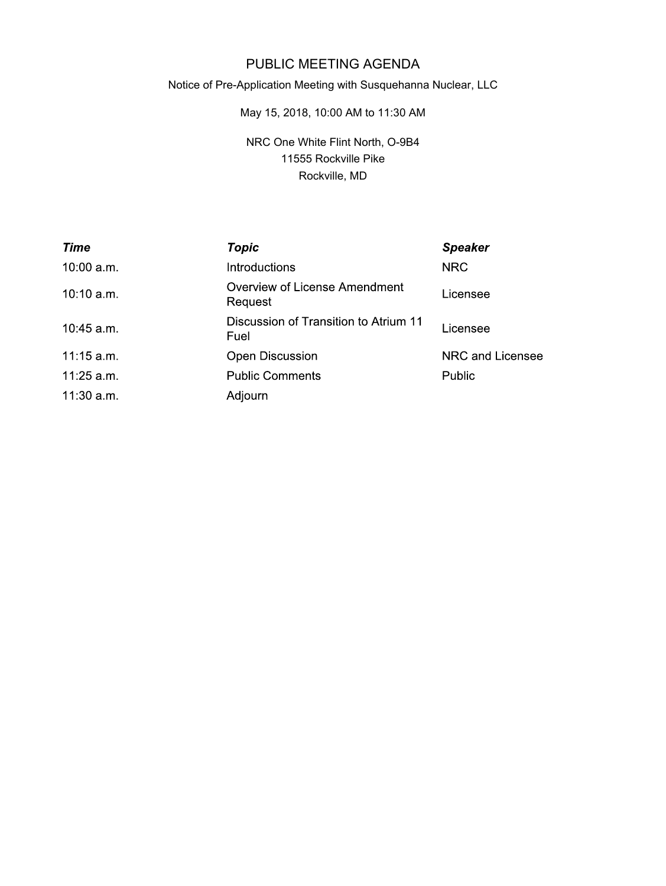# PUBLIC MEETING AGENDA

Notice of Pre-Application Meeting with Susquehanna Nuclear, LLC

May 15, 2018, 10:00 AM to 11:30 AM

NRC One White Flint North, O-9B4
11555 Rockville Pike
Rockville, MD

| ***Time*** | ***Topic*** | ***Speaker*** |
|---|---|---|
| 10:00 a.m. | Introductions | NRC |
| 10:10 a.m. | Overview of License Amendment Request | Licensee |
| 10:45 a.m. | Discussion of Transition to Atrium 11 Fuel | Licensee |
| 11:15 a.m. | Open Discussion | NRC and Licensee |
| 11:25 a.m. | Public Comments | Public |
| 11:30 a.m. | Adjourn | |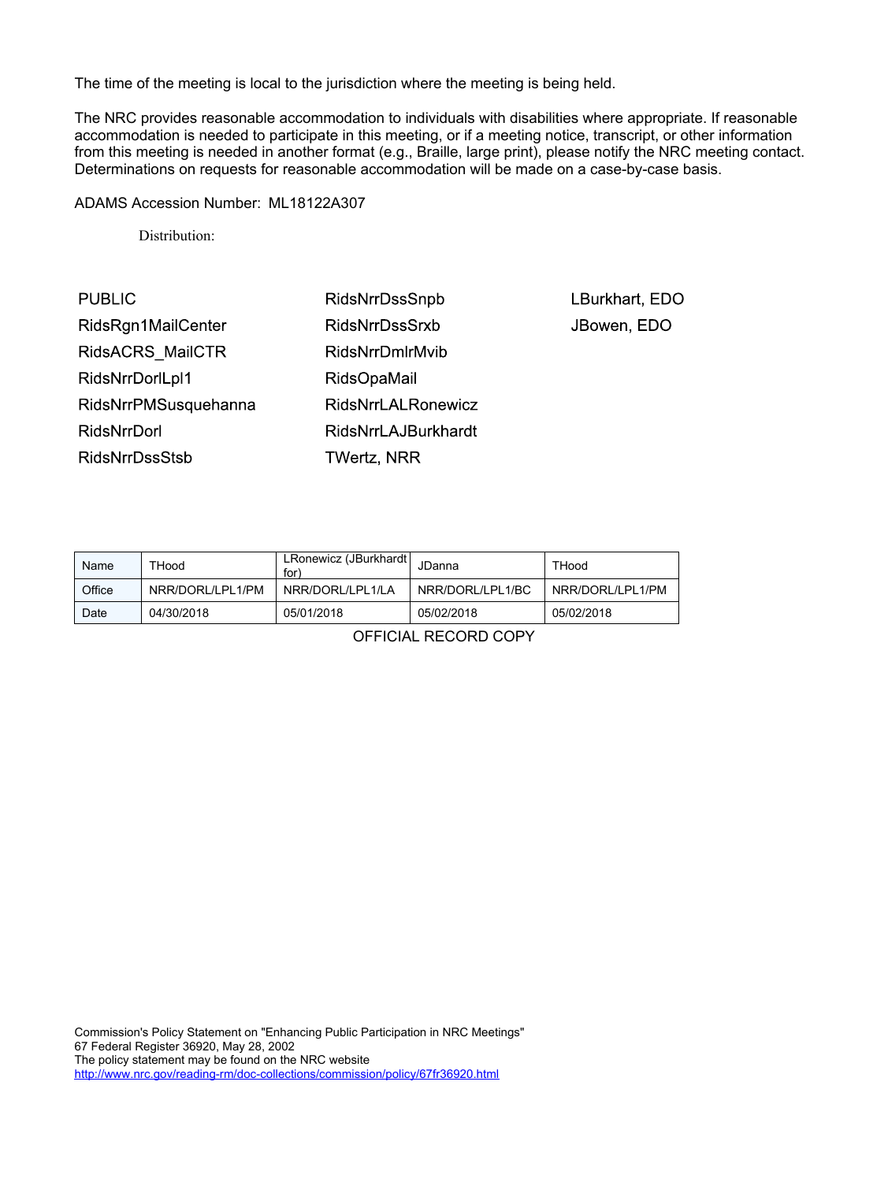The time of the meeting is local to the jurisdiction where the meeting is being held.

The NRC provides reasonable accommodation to individuals with disabilities where appropriate. If reasonable accommodation is needed to participate in this meeting, or if a meeting notice, transcript, or other information from this meeting is needed in another format (e.g., Braille, large print), please notify the NRC meeting contact. Determinations on requests for reasonable accommodation will be made on a case-by-case basis.

ADAMS Accession Number: ML18122A307

Distribution:

PUBLIC
RidsRgn1MailCenter
RidsACRS_MailCTR
RidsNrrDorlLpl1
RidsNrrPMSusquehanna
RidsNrrDorl
RidsNrrDssStsb
RidsNrrDssSnpb
RidsNrrDssSrxb
RidsNrrDmlrMvib
RidsOpaMail
RidsNrrLALRonewicz
RidsNrrLAJBurkhardt
TWertz, NRR
LBurkhart, EDO
JBowen, EDO

| | | | | |
|---|---|---|---|---|
| Name | THood | LRonewicz (JBurkhardt for) | JDanna | THood |
| Office | NRR/DORL/LPL1/PM | NRR/DORL/LPL1/LA | NRR/DORL/LPL1/BC | NRR/DORL/LPL1/PM |
| Date | 04/30/2018 | 05/01/2018 | 05/02/2018 | 05/02/2018 |

OFFICIAL RECORD COPY

Commission's Policy Statement on "Enhancing Public Participation in NRC Meetings"
67 Federal Register 36920, May 28, 2002
The policy statement may be found on the NRC website
http://www.nrc.gov/reading-rm/doc-collections/commission/policy/67fr36920.html